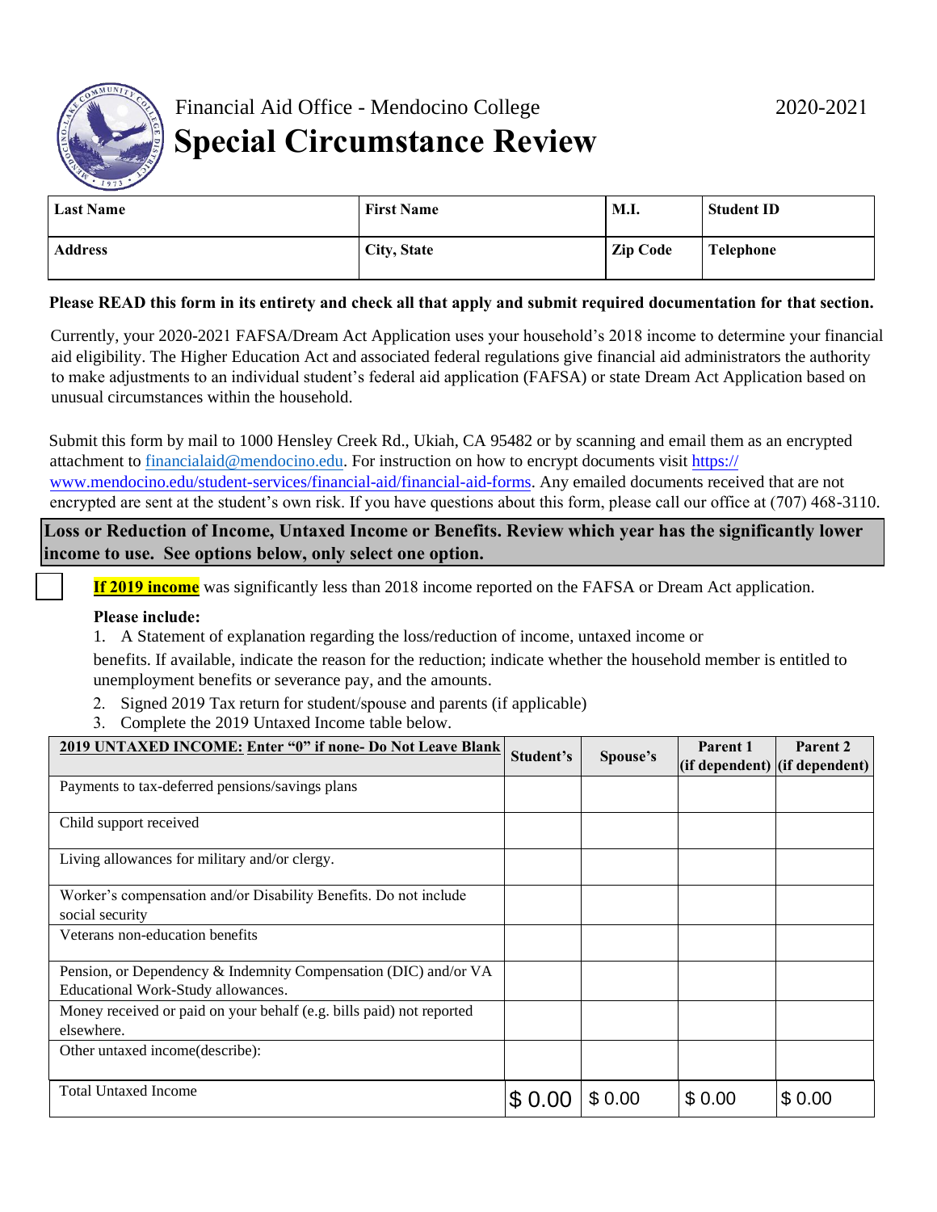Financial Aid Office - Mendocino College

2020-2021

# Special Circumstance Review

| Last Name | First Name | M.I. | Student ID |
|---|---|---|---|
| **Address** | **City, State** | **Zip Code** | **Telephone** |

**Please READ this form in its entirety and check all that apply and submit required documentation for that section.**

Currently, your 2020-2021 FAFSA/Dream Act Application uses your household's 2018 income to determine your financial aid eligibility. The Higher Education Act and associated federal regulations give financial aid administrators the authority to make adjustments to an individual student's federal aid application (FAFSA) or state Dream Act Application based on unusual circumstances within the household.

Submit this form by mail to 1000 Hensley Creek Rd., Ukiah, CA 95482 or by scanning and email them as an encrypted attachment to financialaid@mendocino.edu. For instruction on how to encrypt documents visit https://www.mendocino.edu/student-services/financial-aid/financial-aid-forms. Any emailed documents received that are not encrypted are sent at the student's own risk. If you have questions about this form, please call our office at (707) 468-3110.

## Loss or Reduction of Income, Untaxed Income or Benefits. Review which year has the significantly lower income to use. See options below, only select one option.

☐ **If 2019 income** was significantly less than 2018 income reported on the FAFSA or Dream Act application.

**Please include:**

1. A Statement of explanation regarding the loss/reduction of income, untaxed income or benefits. If available, indicate the reason for the reduction; indicate whether the household member is entitled to unemployment benefits or severance pay, and the amounts.
2. Signed 2019 Tax return for student/spouse and parents (if applicable)
3. Complete the 2019 Untaxed Income table below.

| 2019 UNTAXED INCOME: Enter "0" if none- Do Not Leave Blank | Student's | Spouse's | Parent 1 (if dependent) | Parent 2 (if dependent) |
|---|---|---|---|---|
| Payments to tax-deferred pensions/savings plans | | | | |
| Child support received | | | | |
| Living allowances for military and/or clergy. | | | | |
| Worker's compensation and/or Disability Benefits. Do not include social security | | | | |
| Veterans non-education benefits | | | | |
| Pension, or Dependency & Indemnity Compensation (DIC) and/or VA Educational Work-Study allowances. | | | | |
| Money received or paid on your behalf (e.g. bills paid) not reported elsewhere. | | | | |
| Other untaxed income(describe): | | | | |
| Total Untaxed Income | $ 0.00 | $ 0.00 | $ 0.00 | $ 0.00 |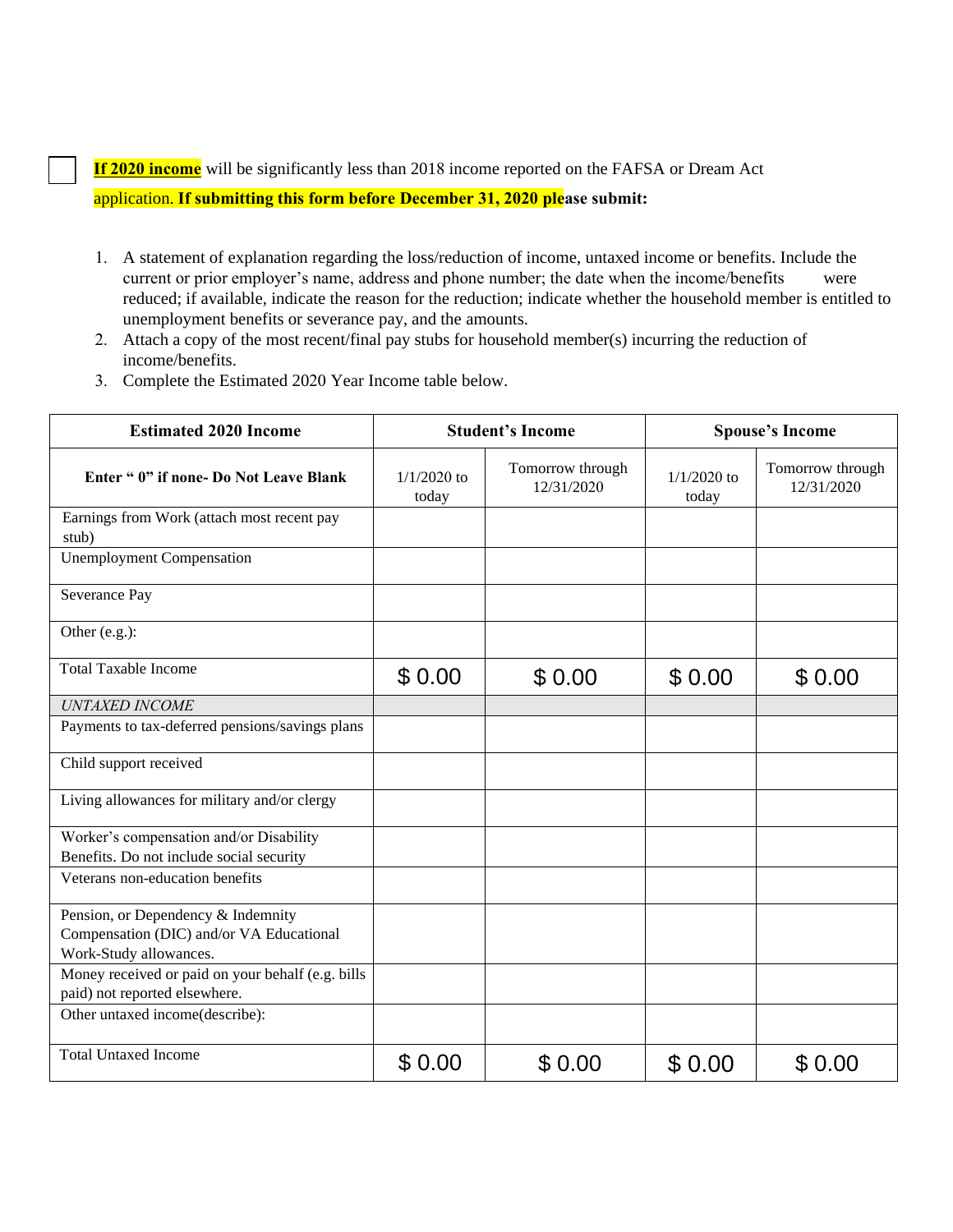☐ **If 2020 income** will be significantly less than 2018 income reported on the FAFSA or Dream Act application. **If submitting this form before December 31, 2020 please submit:**

1. A statement of explanation regarding the loss/reduction of income, untaxed income or benefits. Include the current or prior employer's name, address and phone number; the date when the income/benefits were reduced; if available, indicate the reason for the reduction; indicate whether the household member is entitled to unemployment benefits or severance pay, and the amounts.
2. Attach a copy of the most recent/final pay stubs for household member(s) incurring the reduction of income/benefits.
3. Complete the Estimated 2020 Year Income table below.

| Estimated 2020 Income | Student's Income | | Spouse's Income | |
|---|---|---|---|---|
| **Enter " 0" if none- Do Not Leave Blank** | 1/1/2020 to today | Tomorrow through 12/31/2020 | 1/1/2020 to today | Tomorrow through 12/31/2020 |
| Earnings from Work (attach most recent pay stub) | | | | |
| Unemployment Compensation | | | | |
| Severance Pay | | | | |
| Other (e.g.): | | | | |
| Total Taxable Income | $ 0.00 | $ 0.00 | $ 0.00 | $ 0.00 |
| *UNTAXED INCOME* | | | | |
| Payments to tax-deferred pensions/savings plans | | | | |
| Child support received | | | | |
| Living allowances for military and/or clergy | | | | |
| Worker's compensation and/or Disability Benefits. Do not include social security | | | | |
| Veterans non-education benefits | | | | |
| Pension, or Dependency & Indemnity Compensation (DIC) and/or VA Educational Work-Study allowances. | | | | |
| Money received or paid on your behalf (e.g. bills paid) not reported elsewhere. | | | | |
| Other untaxed income(describe): | | | | |
| Total Untaxed Income | $ 0.00 | $ 0.00 | $ 0.00 | $ 0.00 |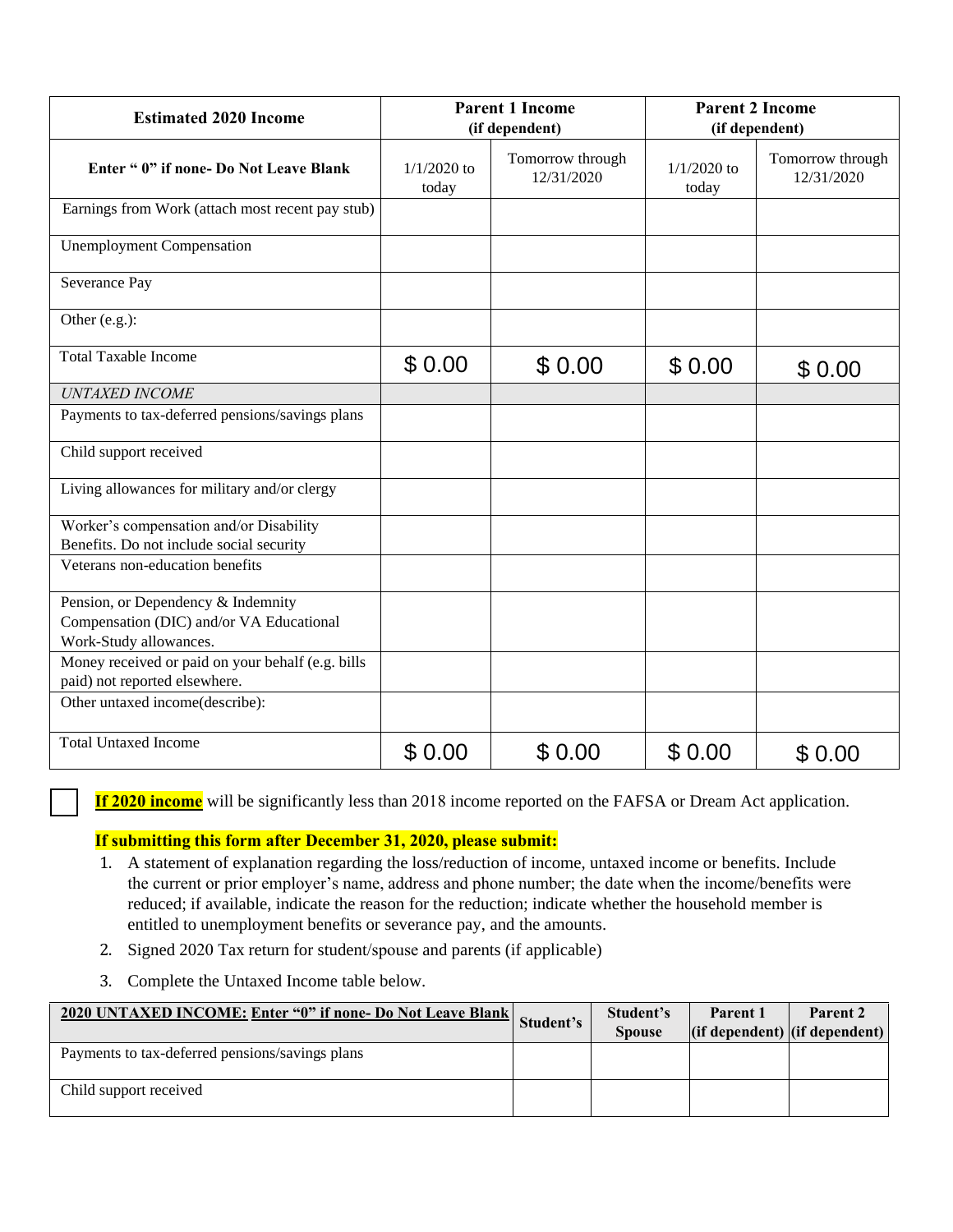| Estimated 2020 Income | Parent 1 Income (if dependent) | | Parent 2 Income (if dependent) | |
|---|---|---|---|---|
| **Enter " 0" if none- Do Not Leave Blank** | 1/1/2020 to today | Tomorrow through 12/31/2020 | 1/1/2020 to today | Tomorrow through 12/31/2020 |
| Earnings from Work (attach most recent pay stub) | | | | |
| Unemployment Compensation | | | | |
| Severance Pay | | | | |
| Other (e.g.): | | | | |
| Total Taxable Income | $ 0.00 | $ 0.00 | $ 0.00 | $ 0.00 |
| *UNTAXED INCOME* | | | | |
| Payments to tax-deferred pensions/savings plans | | | | |
| Child support received | | | | |
| Living allowances for military and/or clergy | | | | |
| Worker's compensation and/or Disability Benefits. Do not include social security | | | | |
| Veterans non-education benefits | | | | |
| Pension, or Dependency & Indemnity Compensation (DIC) and/or VA Educational Work-Study allowances. | | | | |
| Money received or paid on your behalf (e.g. bills paid) not reported elsewhere. | | | | |
| Other untaxed income(describe): | | | | |
| Total Untaxed Income | $ 0.00 | $ 0.00 | $ 0.00 | $ 0.00 |

☐ **If 2020 income** will be significantly less than 2018 income reported on the FAFSA or Dream Act application.

**If submitting this form after December 31, 2020, please submit:**

1. A statement of explanation regarding the loss/reduction of income, untaxed income or benefits. Include the current or prior employer's name, address and phone number; the date when the income/benefits were reduced; if available, indicate the reason for the reduction; indicate whether the household member is entitled to unemployment benefits or severance pay, and the amounts.
2. Signed 2020 Tax return for student/spouse and parents (if applicable)
3. Complete the Untaxed Income table below.

| **2020 UNTAXED INCOME: Enter "0" if none- Do Not Leave Blank** | **Student's** | **Student's Spouse** | **Parent 1 (if dependent)** | **Parent 2 (if dependent)** |
|---|---|---|---|---|
| Payments to tax-deferred pensions/savings plans | | | | |
| Child support received | | | | |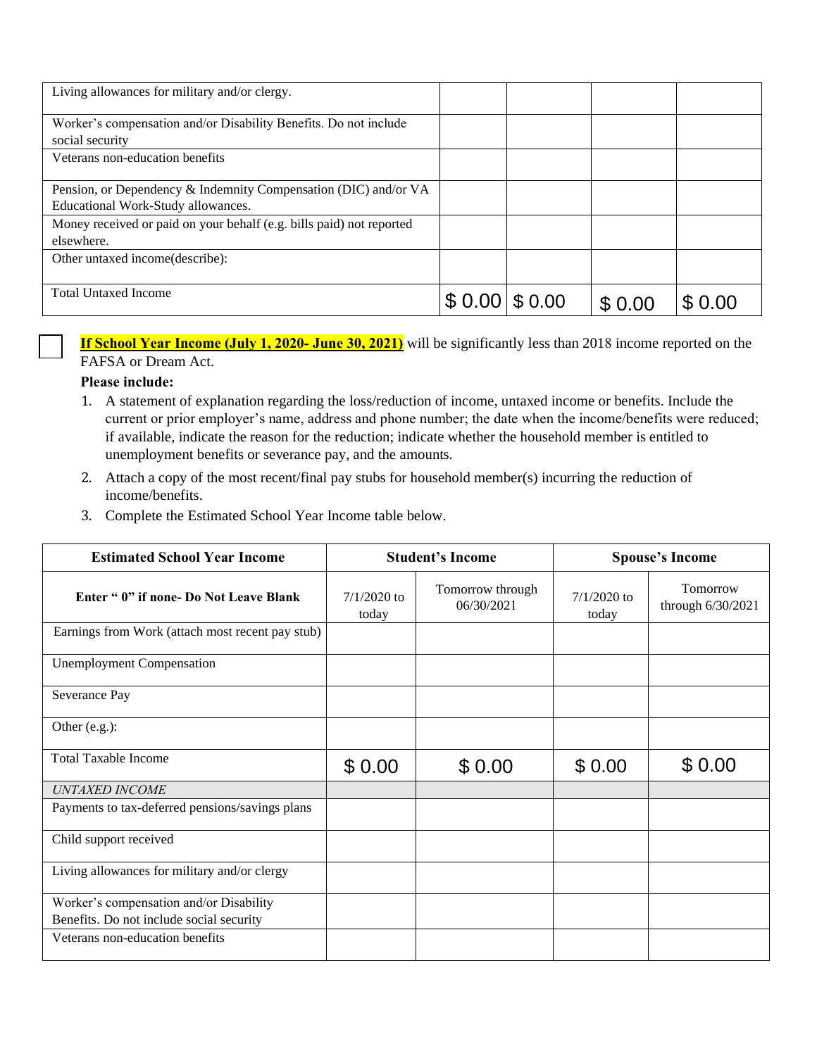| | | | | |
|---|---|---|---|---|
| Living allowances for military and/or clergy. | | | | |
| Worker's compensation and/or Disability Benefits. Do not include social security | | | | |
| Veterans non-education benefits | | | | |
| Pension, or Dependency & Indemnity Compensation (DIC) and/or VA Educational Work-Study allowances. | | | | |
| Money received or paid on your behalf (e.g. bills paid) not reported elsewhere. | | | | |
| Other untaxed income(describe): | | | | |
| Total Untaxed Income | $ 0.00 | $ 0.00 | $ 0.00 | $ 0.00 |

☐ **If School Year Income (July 1, 2020- June 30, 2021)** will be significantly less than 2018 income reported on the FAFSA or Dream Act.

**Please include:**

1. A statement of explanation regarding the loss/reduction of income, untaxed income or benefits. Include the current or prior employer's name, address and phone number; the date when the income/benefits were reduced; if available, indicate the reason for the reduction; indicate whether the household member is entitled to unemployment benefits or severance pay, and the amounts.
2. Attach a copy of the most recent/final pay stubs for household member(s) incurring the reduction of income/benefits.
3. Complete the Estimated School Year Income table below.

| Estimated School Year Income | Student's Income | | Spouse's Income | |
|---|---|---|---|---|
| **Enter " 0" if none- Do Not Leave Blank** | 7/1/2020 to today | Tomorrow through 06/30/2021 | 7/1/2020 to today | Tomorrow through 6/30/2021 |
| Earnings from Work (attach most recent pay stub) | | | | |
| Unemployment Compensation | | | | |
| Severance Pay | | | | |
| Other (e.g.): | | | | |
| Total Taxable Income | $ 0.00 | $ 0.00 | $ 0.00 | $ 0.00 |
| *UNTAXED INCOME* | | | | |
| Payments to tax-deferred pensions/savings plans | | | | |
| Child support received | | | | |
| Living allowances for military and/or clergy | | | | |
| Worker's compensation and/or Disability Benefits. Do not include social security | | | | |
| Veterans non-education benefits | | | | |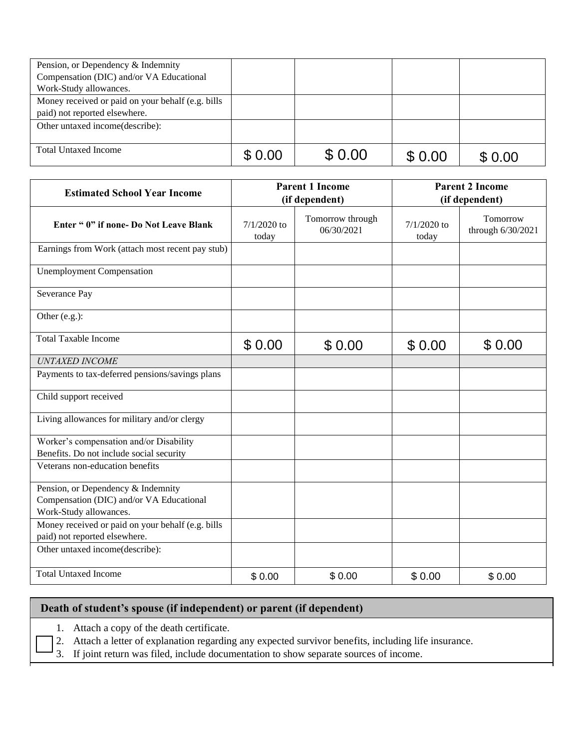| | | | | |
|---|---|---|---|---|
| Pension, or Dependency & Indemnity Compensation (DIC) and/or VA Educational Work-Study allowances. | | | | |
| Money received or paid on your behalf (e.g. bills paid) not reported elsewhere. | | | | |
| Other untaxed income(describe): | | | | |
| Total Untaxed Income | $ 0.00 | $ 0.00 | $ 0.00 | $ 0.00 |

| **Estimated School Year Income** | **Parent 1 Income (if dependent)** | | **Parent 2 Income (if dependent)** | |
|---|---|---|---|---|
| **Enter " 0" if none- Do Not Leave Blank** | 7/1/2020 to today | Tomorrow through 06/30/2021 | 7/1/2020 to today | Tomorrow through 6/30/2021 |
| Earnings from Work (attach most recent pay stub) | | | | |
| Unemployment Compensation | | | | |
| Severance Pay | | | | |
| Other (e.g.): | | | | |
| Total Taxable Income | $ 0.00 | $ 0.00 | $ 0.00 | $ 0.00 |
| *UNTAXED INCOME* | | | | |
| Payments to tax-deferred pensions/savings plans | | | | |
| Child support received | | | | |
| Living allowances for military and/or clergy | | | | |
| Worker's compensation and/or Disability Benefits. Do not include social security | | | | |
| Veterans non-education benefits | | | | |
| Pension, or Dependency & Indemnity Compensation (DIC) and/or VA Educational Work-Study allowances. | | | | |
| Money received or paid on your behalf (e.g. bills paid) not reported elsewhere. | | | | |
| Other untaxed income(describe): | | | | |
| Total Untaxed Income | $ 0.00 | $ 0.00 | $ 0.00 | $ 0.00 |

## Death of student's spouse (if independent) or parent (if dependent)

☐

1. Attach a copy of the death certificate.
2. Attach a letter of explanation regarding any expected survivor benefits, including life insurance.
3. If joint return was filed, include documentation to show separate sources of income.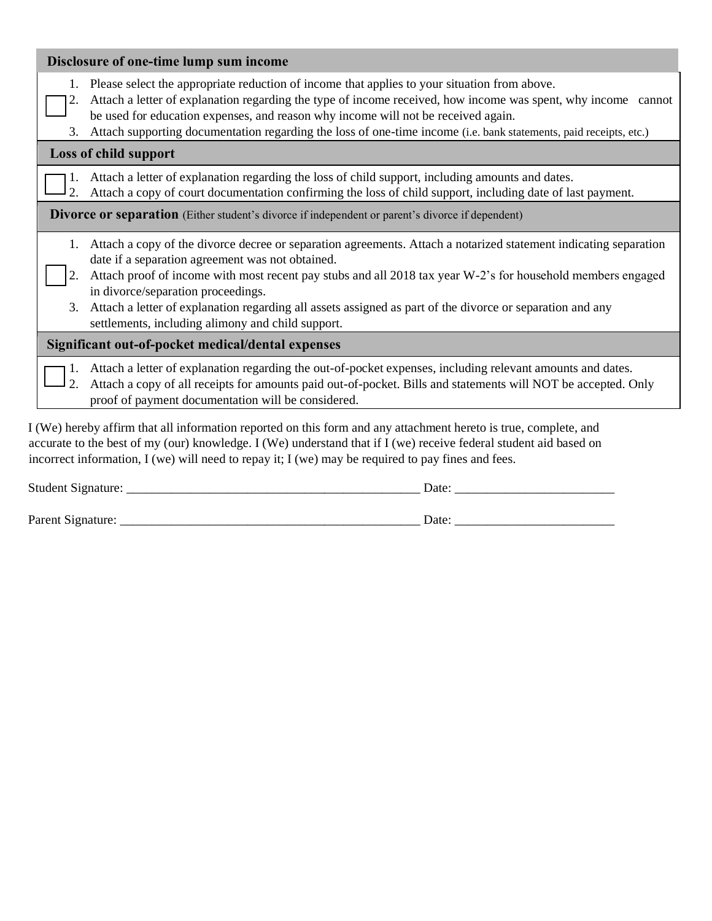| Disclosure of one-time lump sum income |
|---|
| ☐ 1. Please select the appropriate reduction of income that applies to your situation from above.<br>2. Attach a letter of explanation regarding the type of income received, how income was spent, why income cannot be used for education expenses, and reason why income will not be received again.<br>3. Attach supporting documentation regarding the loss of one-time income (i.e. bank statements, paid receipts, etc.) |
| **Loss of child support** |
| ☐ 1. Attach a letter of explanation regarding the loss of child support, including amounts and dates.<br>2. Attach a copy of court documentation confirming the loss of child support, including date of last payment. |
| **Divorce or separation** (Either student's divorce if independent or parent's divorce if dependent) |
| ☐ 1. Attach a copy of the divorce decree or separation agreements. Attach a notarized statement indicating separation date if a separation agreement was not obtained.<br>2. Attach proof of income with most recent pay stubs and all 2018 tax year W-2's for household members engaged in divorce/separation proceedings.<br>3. Attach a letter of explanation regarding all assets assigned as part of the divorce or separation and any settlements, including alimony and child support. |
| **Significant out-of-pocket medical/dental expenses** |
| ☐ 1. Attach a letter of explanation regarding the out-of-pocket expenses, including relevant amounts and dates.<br>2. Attach a copy of all receipts for amounts paid out-of-pocket. Bills and statements will NOT be accepted. Only proof of payment documentation will be considered. |

I (We) hereby affirm that all information reported on this form and any attachment hereto is true, complete, and accurate to the best of my (our) knowledge. I (We) understand that if I (we) receive federal student aid based on incorrect information, I (we) will need to repay it; I (we) may be required to pay fines and fees.

Student Signature: _______________________________________________ Date: _________________________

Parent Signature: ________________________________________________ Date: _________________________